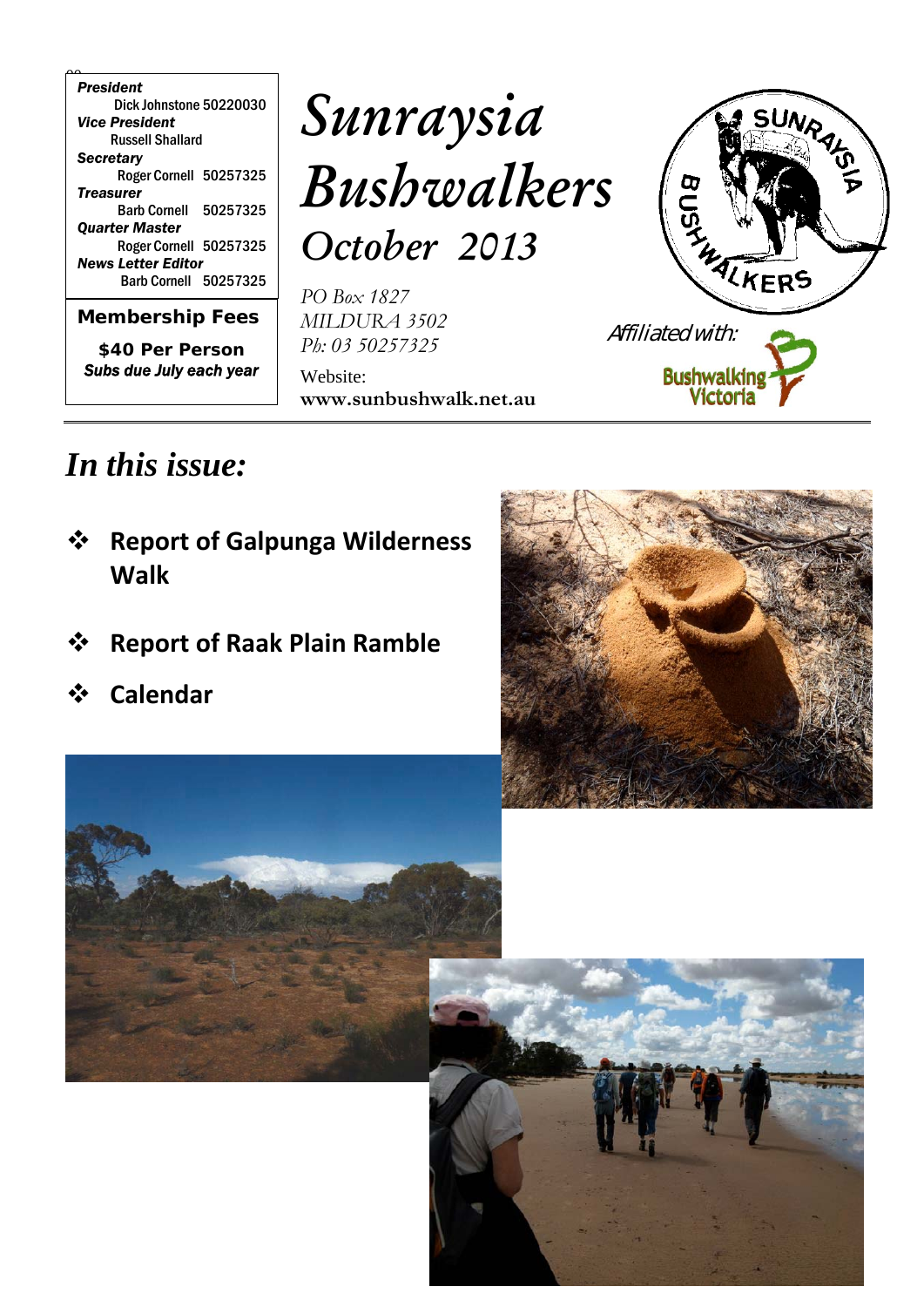***President***
Dick Johnstone 50220030
***Vice President***
Russell Shallard
***Secretary***
Roger Cornell 50257325
***Treasurer***
Barb Cornell 50257325
***Quarter Master***
Roger Cornell 50257325
***News Letter Editor***
Barb Cornell 50257325

**Membership Fees**

**$40 Per Person**

***Subs due July each year***

# *Sunraysia Bushwalkers*

## *October 2013*

*PO Box 1827*
*MILDURA 3502*
*Ph: 03 50257325*

Website:
**www.sunbushwalk.net.au**

*Affiliated with:* Bushwalking Victoria

## *In this issue:*

- **Report of Galpunga Wilderness Walk**
- **Report of Raak Plain Ramble**
- **Calendar**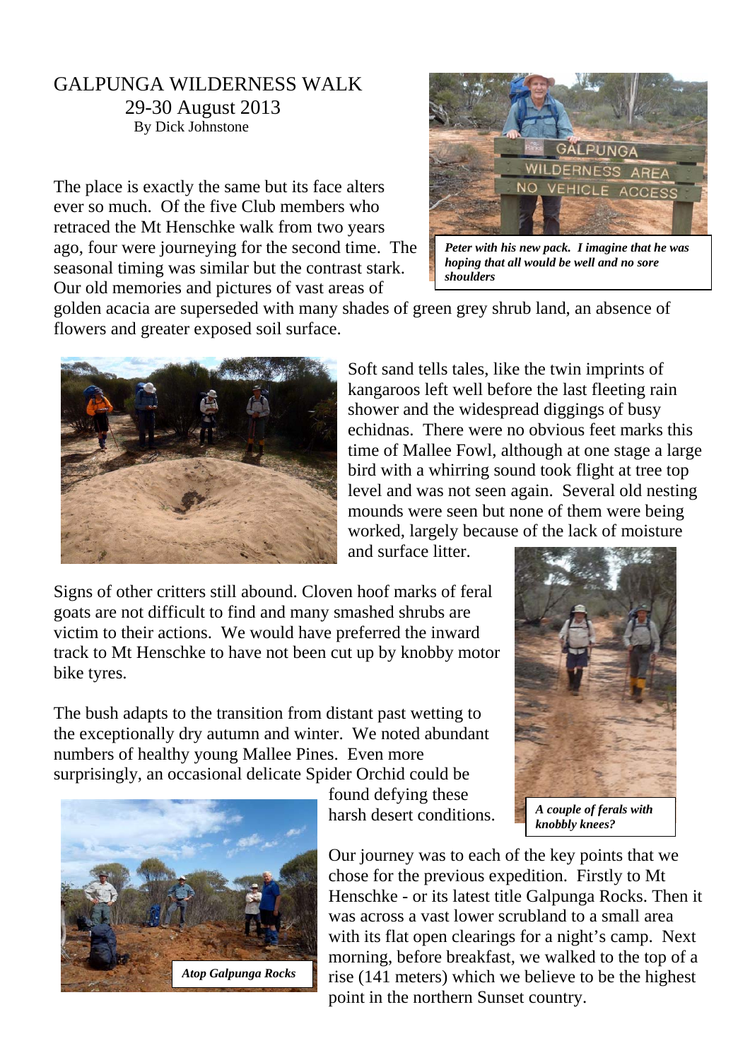GALPUNGA WILDERNESS WALK
29-30 August 2013
By Dick Johnstone

The place is exactly the same but its face alters ever so much. Of the five Club members who retraced the Mt Henschke walk from two years ago, four were journeying for the second time. The seasonal timing was similar but the contrast stark. Our old memories and pictures of vast areas of golden acacia are superseded with many shades of green grey shrub land, an absence of flowers and greater exposed soil surface.

***Peter with his new pack. I imagine that he was hoping that all would be well and no sore shoulders***

Soft sand tells tales, like the twin imprints of kangaroos left well before the last fleeting rain shower and the widespread diggings of busy echidnas. There were no obvious feet marks this time of Mallee Fowl, although at one stage a large bird with a whirring sound took flight at tree top level and was not seen again. Several old nesting mounds were seen but none of them were being worked, largely because of the lack of moisture and surface litter.

Signs of other critters still abound. Cloven hoof marks of feral goats are not difficult to find and many smashed shrubs are victim to their actions. We would have preferred the inward track to Mt Henschke to have not been cut up by knobby motor bike tyres.

The bush adapts to the transition from distant past wetting to the exceptionally dry autumn and winter. We noted abundant numbers of healthy young Mallee Pines. Even more surprisingly, an occasional delicate Spider Orchid could be found defying these harsh desert conditions.

***A couple of ferals with knobbly knees?***

***Atop Galpunga Rocks***

Our journey was to each of the key points that we chose for the previous expedition. Firstly to Mt Henschke - or its latest title Galpunga Rocks. Then it was across a vast lower scrubland to a small area with its flat open clearings for a night's camp. Next morning, before breakfast, we walked to the top of a rise (141 meters) which we believe to be the highest point in the northern Sunset country.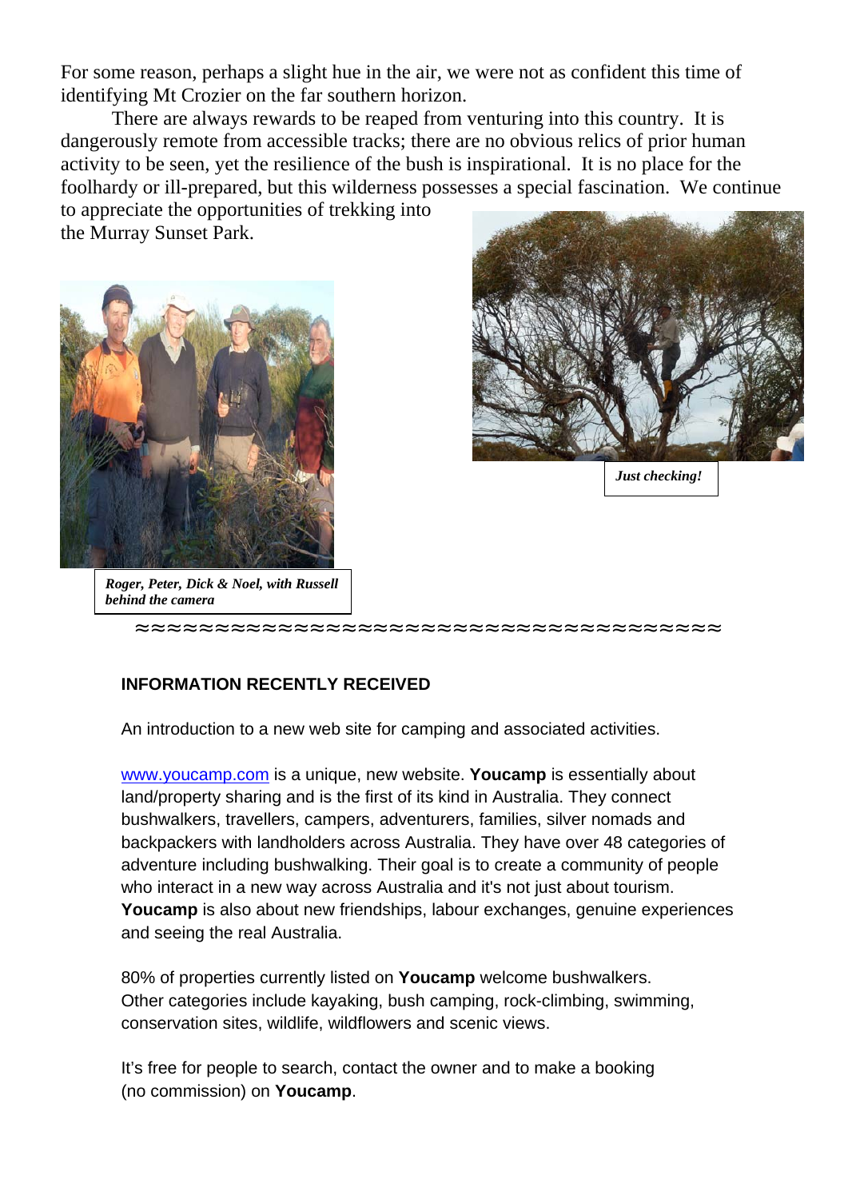For some reason, perhaps a slight hue in the air, we were not as confident this time of identifying Mt Crozier on the far southern horizon.

There are always rewards to be reaped from venturing into this country. It is dangerously remote from accessible tracks; there are no obvious relics of prior human activity to be seen, yet the resilience of the bush is inspirational. It is no place for the foolhardy or ill-prepared, but this wilderness possesses a special fascination. We continue to appreciate the opportunities of trekking into the Murray Sunset Park.

***Just checking!***

***Roger, Peter, Dick & Noel, with Russell behind the camera***

≈≈≈≈≈≈≈≈≈≈≈≈≈≈≈≈≈≈≈≈≈≈≈≈≈≈≈≈≈≈≈≈≈≈≈≈≈≈

**INFORMATION RECENTLY RECEIVED**

An introduction to a new web site for camping and associated activities.

www.youcamp.com is a unique, new website. **Youcamp** is essentially about land/property sharing and is the first of its kind in Australia. They connect bushwalkers, travellers, campers, adventurers, families, silver nomads and backpackers with landholders across Australia. They have over 48 categories of adventure including bushwalking. Their goal is to create a community of people who interact in a new way across Australia and it's not just about tourism. **Youcamp** is also about new friendships, labour exchanges, genuine experiences and seeing the real Australia.

80% of properties currently listed on **Youcamp** welcome bushwalkers. Other categories include kayaking, bush camping, rock-climbing, swimming, conservation sites, wildlife, wildflowers and scenic views.

It's free for people to search, contact the owner and to make a booking (no commission) on **Youcamp**.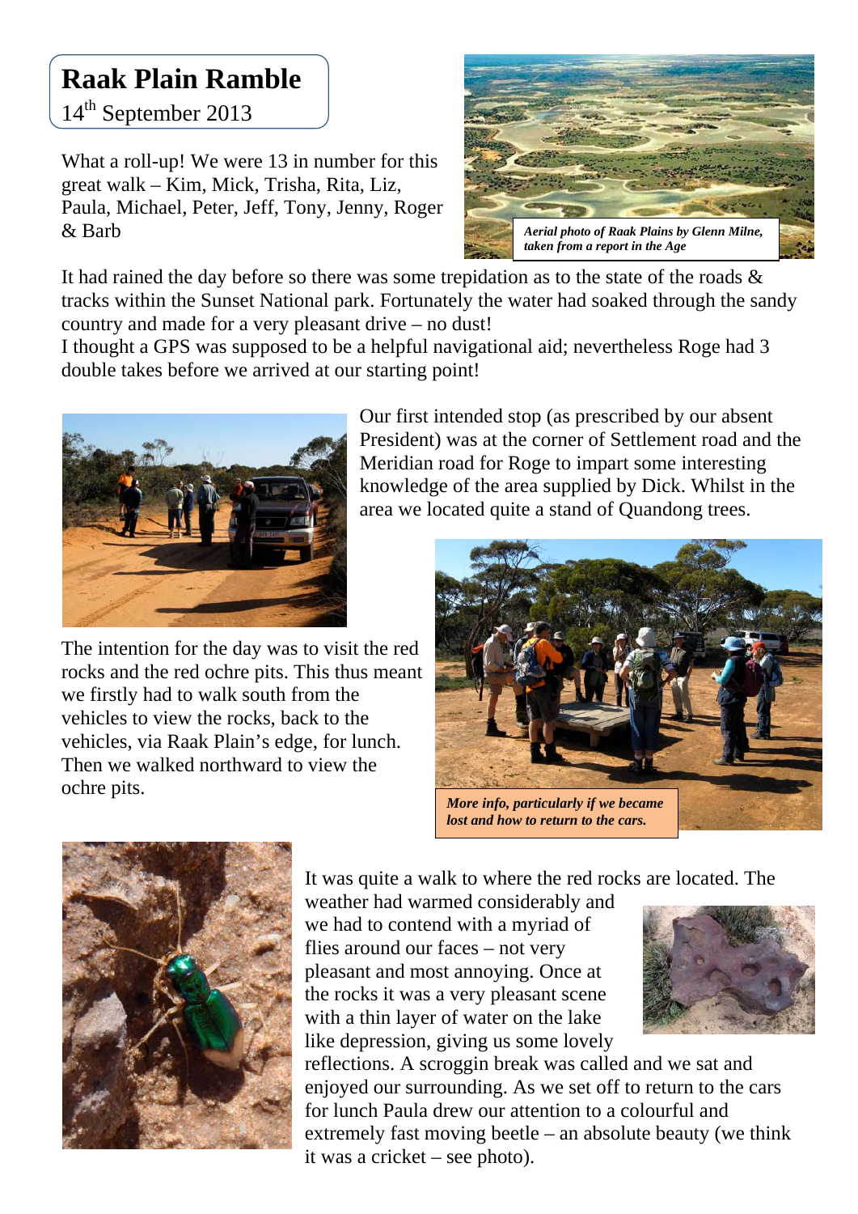# Raak Plain Ramble

14th September 2013

What a roll-up! We were 13 in number for this great walk – Kim, Mick, Trisha, Rita, Liz, Paula, Michael, Peter, Jeff, Tony, Jenny, Roger & Barb

*Aerial photo of Raak Plains by Glenn Milne, taken from a report in the Age*

It had rained the day before so there was some trepidation as to the state of the roads & tracks within the Sunset National park. Fortunately the water had soaked through the sandy country and made for a very pleasant drive – no dust!

I thought a GPS was supposed to be a helpful navigational aid; nevertheless Roge had 3 double takes before we arrived at our starting point!

Our first intended stop (as prescribed by our absent President) was at the corner of Settlement road and the Meridian road for Roge to impart some interesting knowledge of the area supplied by Dick. Whilst in the area we located quite a stand of Quandong trees.

The intention for the day was to visit the red rocks and the red ochre pits. This thus meant we firstly had to walk south from the vehicles to view the rocks, back to the vehicles, via Raak Plain's edge, for lunch. Then we walked northward to view the ochre pits.

*More info, particularly if we became lost and how to return to the cars.*

It was quite a walk to where the red rocks are located. The weather had warmed considerably and we had to contend with a myriad of flies around our faces – not very pleasant and most annoying. Once at the rocks it was a very pleasant scene with a thin layer of water on the lake like depression, giving us some lovely reflections. A scroggin break was called and we sat and enjoyed our surrounding. As we set off to return to the cars for lunch Paula drew our attention to a colourful and extremely fast moving beetle – an absolute beauty (we think it was a cricket – see photo).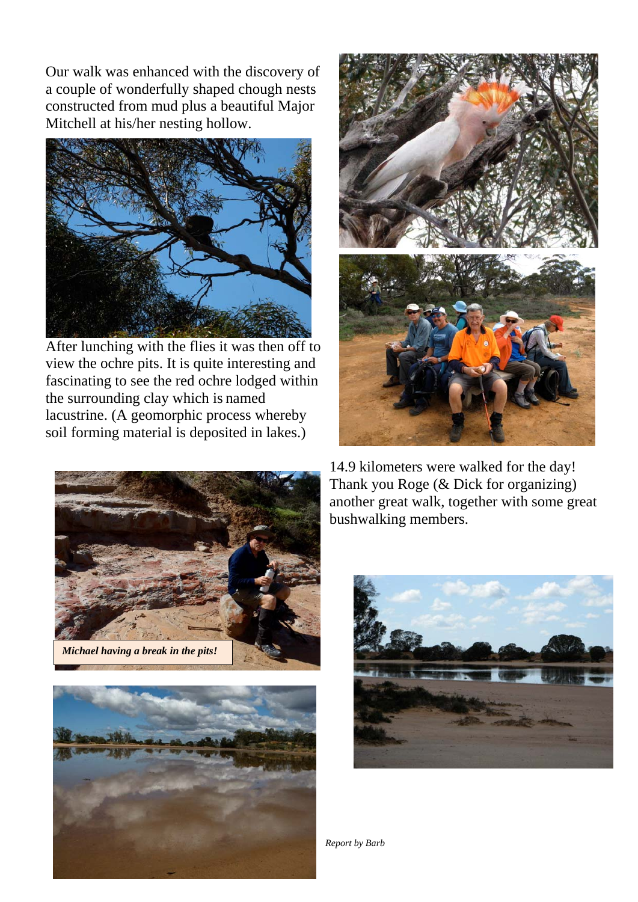Our walk was enhanced with the discovery of a couple of wonderfully shaped chough nests constructed from mud plus a beautiful Major Mitchell at his/her nesting hollow.

After lunching with the flies it was then off to view the ochre pits. It is quite interesting and fascinating to see the red ochre lodged within the surrounding clay which is named lacustrine. (A geomorphic process whereby soil forming material is deposited in lakes.)

***Michael having a break in the pits!***

14.9 kilometers were walked for the day! Thank you Roge (& Dick for organizing) another great walk, together with some great bushwalking members.

*Report by Barb*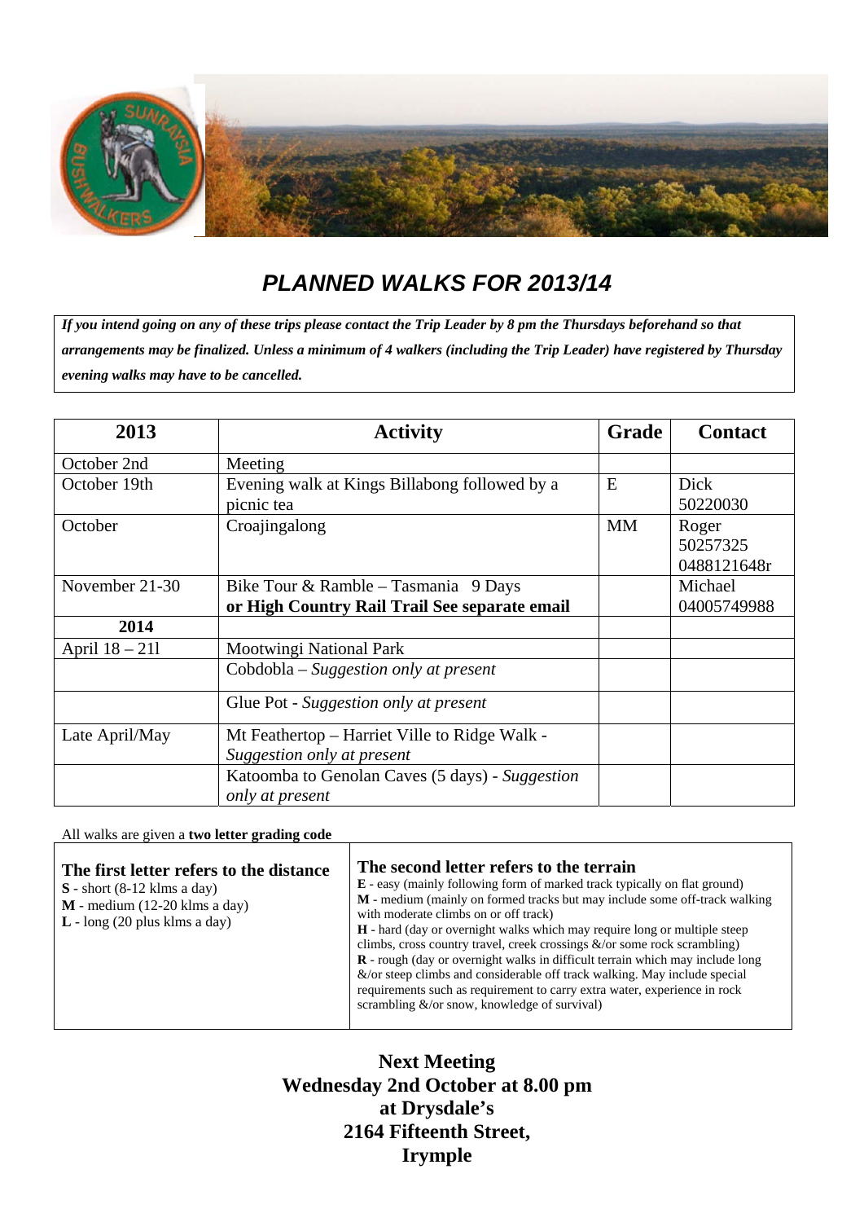# PLANNED WALKS FOR 2013/14

***If you intend going on any of these trips please contact the Trip Leader by 8 pm the Thursdays beforehand so that arrangements may be finalized. Unless a minimum of 4 walkers (including the Trip Leader) have registered by Thursday evening walks may have to be cancelled.***

| 2013 | Activity | Grade | Contact |
|---|---|---|---|
| October 2nd | Meeting | | |
| October 19th | Evening walk at Kings Billabong followed by a picnic tea | E | Dick 50220030 |
| October | Croajingalong | MM | Roger 50257325 0488121648r |
| November 21-30 | Bike Tour & Ramble – Tasmania 9 Days **or High Country Rail Trail See separate email** | | Michael 04005749988 |
| **2014** | | | |
| April 18 – 21l | Mootwingi National Park | | |
| | Cobdobla – *Suggestion only at present* | | |
| | Glue Pot - *Suggestion only at present* | | |
| Late April/May | Mt Feathertop – Harriet Ville to Ridge Walk - *Suggestion only at present* | | |
| | Katoomba to Genolan Caves (5 days) - *Suggestion only at present* | | |

All walks are given a **two letter grading code**

**The first letter refers to the distance**
**S** - short (8-12 klms a day)
**M** - medium (12-20 klms a day)
**L** - long (20 plus klms a day)

**The second letter refers to the terrain**
**E** - easy (mainly following form of marked track typically on flat ground)
**M** - medium (mainly on formed tracks but may include some off-track walking with moderate climbs on or off track)
**H** - hard (day or overnight walks which may require long or multiple steep climbs, cross country travel, creek crossings &/or some rock scrambling)
**R** - rough (day or overnight walks in difficult terrain which may include long &/or steep climbs and considerable off track walking. May include special requirements such as requirement to carry extra water, experience in rock scrambling &/or snow, knowledge of survival)

**Next Meeting**
**Wednesday 2nd October at 8.00 pm**
**at Drysdale's**
**2164 Fifteenth Street,**
**Irymple**